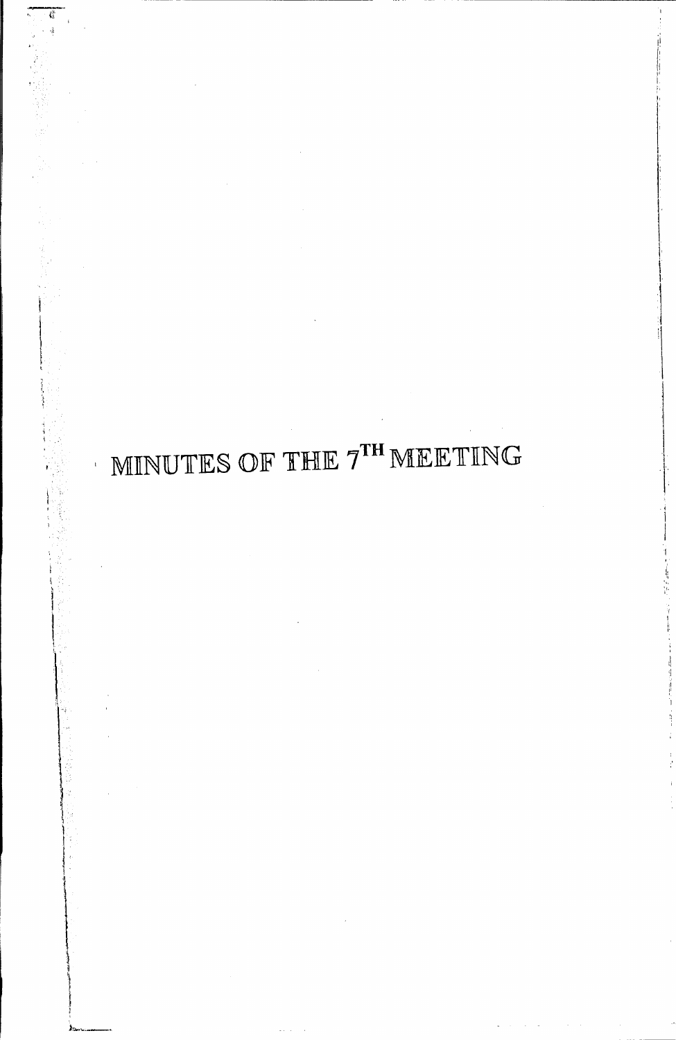# MINUTES OF THE 7TH MEETING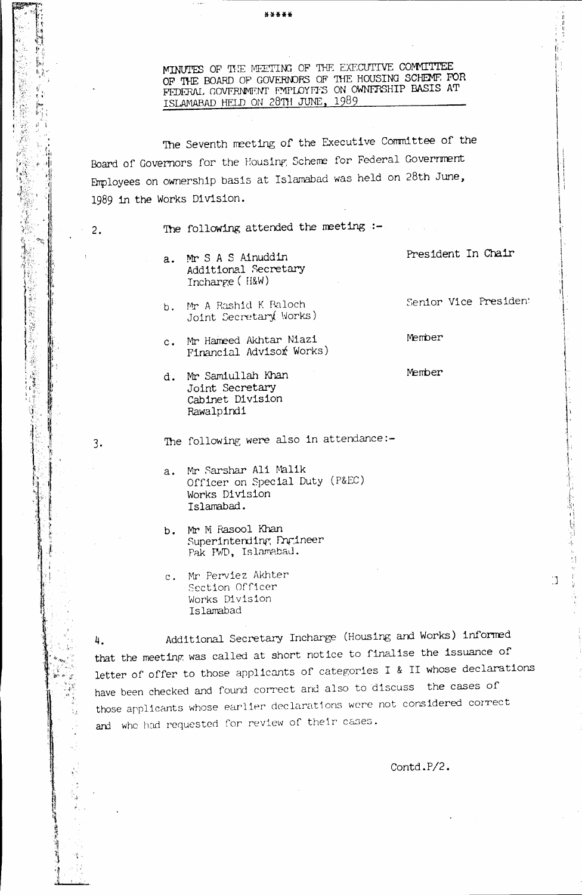\*\*\*\*\*

MINUTES OF THE MEETING OF THE EXECUTIVE COMMITTEE OF THE BOARD OF GOVERNORS OF THE HOUSING SCHEME FOR FEDERAL GOVERNMENT EMPLOYEES ON OWNERSHIP BASIS AT ISLAMABAD HELD ON 28TH JUNE, 1989

The Seventh meeting of the Executive Committee of the Board of Governors for the Housing Scheme for Federal Government Employees on ownership basis at Islamabad was held on 28th June, 1989 in the Works Division.

2. The following attended the meeting :-

a. Mr S A S Ainuddin
Additional Secretary
Incharge ( H&W) — President In Chair

b. Mr A Rashid K Baloch
Joint Secretary( Works) — Senior Vice President

c. Mr Hameed Akhtar Niazi
Financial Advisor( Works) — Member

d. Mr Samiullah Khan
Joint Secretary
Cabinet Division
Rawalpindi — Member

3. The following were also in attendance:-

a. Mr Sarshar Ali Malik
Officer on Special Duty (P&EC)
Works Division
Islamabad.

b. Mr M Rasool Khan
Superintending Engineer
Pak PWD, Islamabad.

c. Mr Perviez Akhter
Section Officer
Works Division
Islamabad

4. Additional Secretary Incharge (Housing and Works) informed that the meeting was called at short notice to finalise the issuance of letter of offer to those applicants of categories I & II whose declarations have been checked and found correct and also to discuss the cases of those applicants whose earlier declarations were not considered correct and who had requested for review of their cases.

Contd.P/2.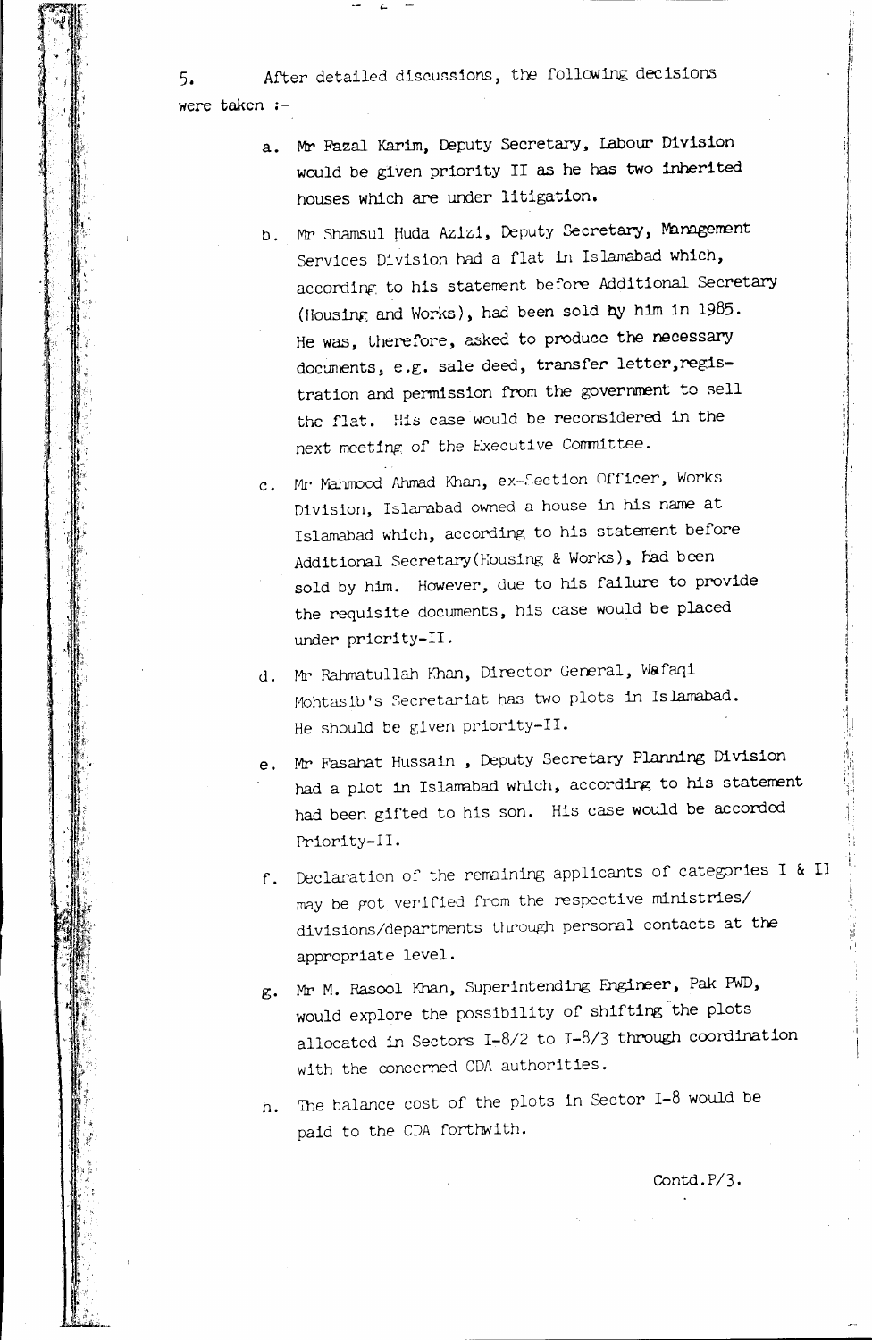5. After detailed discussions, the following decisions were taken :-

a. Mr Fazal Karim, Deputy Secretary, Labour Division would be given priority II as he has two inherited houses which are under litigation.

b. Mr Shamsul Huda Azizi, Deputy Secretary, Management Services Division had a flat in Islamabad which, according to his statement before Additional Secretary (Housing and Works), had been sold by him in 1985. He was, therefore, asked to produce the necessary documents, e.g. sale deed, transfer letter, registration and permission from the government to sell the flat. His case would be reconsidered in the next meeting of the Executive Committee.

c. Mr Mahmood Ahmad Khan, ex-Section Officer, Works Division, Islamabad owned a house in his name at Islamabad which, according to his statement before Additional Secretary(Housing & Works), had been sold by him. However, due to his failure to provide the requisite documents, his case would be placed under priority-II.

d. Mr Rahmatullah Khan, Director General, Wafaqi Mohtasib's Secretariat has two plots in Islamabad. He should be given priority-II.

e. Mr Fasahat Hussain , Deputy Secretary Planning Division had a plot in Islamabad which, according to his statement had been gifted to his son. His case would be accorded Priority-II.

f. Declaration of the remaining applicants of categories I & II may be got verified from the respective ministries/divisions/departments through personal contacts at the appropriate level.

g. Mr M. Rasool Khan, Superintending Engineer, Pak PWD, would explore the possibility of shifting the plots allocated in Sectors I-8/2 to I-8/3 through coordination with the concerned CDA authorities.

h. The balance cost of the plots in Sector I-8 would be paid to the CDA forthwith.

Contd.P/3.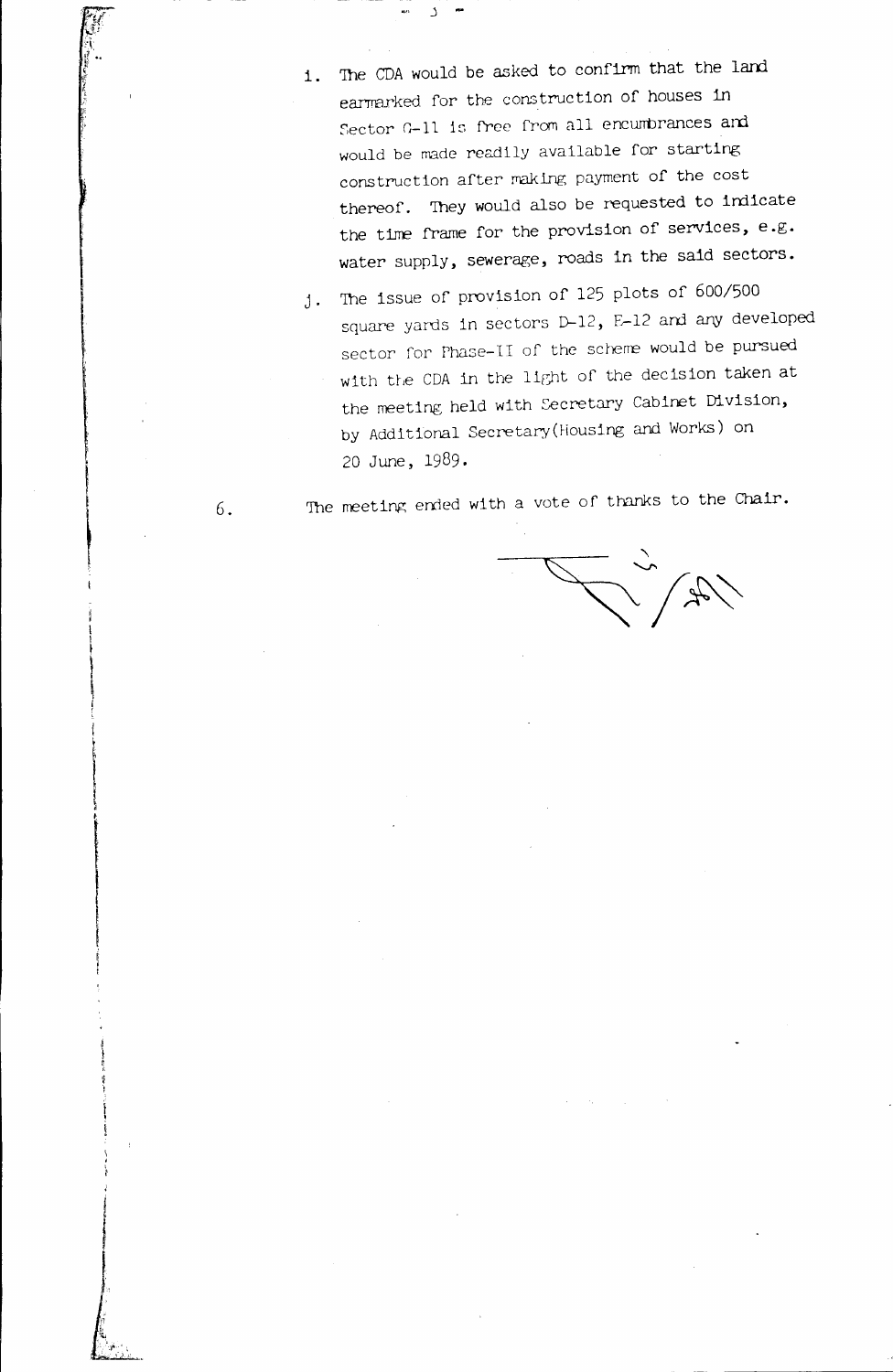i. The CDA would be asked to confirm that the land earmarked for the construction of houses in Sector G-11 is free from all encumbrances and would be made readily available for starting construction after making payment of the cost thereof. They would also be requested to indicate the time frame for the provision of services, e.g. water supply, sewerage, roads in the said sectors.

j. The issue of provision of 125 plots of 600/500 square yards in sectors D-12, E-12 and any developed sector for Phase-II of the scheme would be pursued with the CDA in the light of the decision taken at the meeting held with Secretary Cabinet Division, by Additional Secretary(Housing and Works) on 20 June, 1989.

6. The meeting ended with a vote of thanks to the Chair.